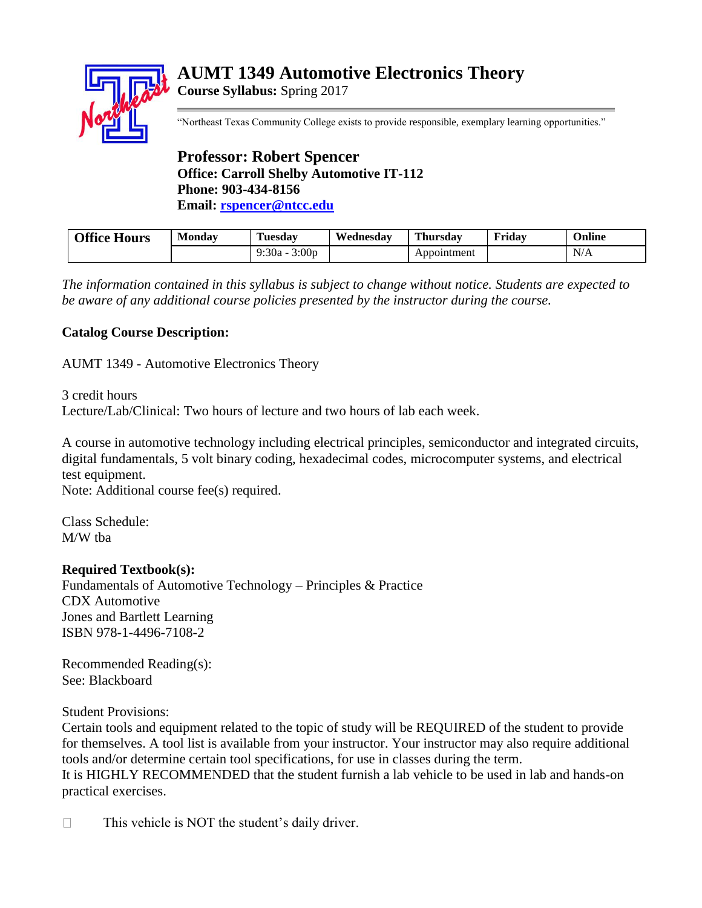# AUMT 1349 Automotive Electronics Theory

**Course Syllabus:** Spring 2017

"Northeast Texas Community College exists to provide responsible, exemplary learning opportunities."

## Professor: Robert Spencer

**Office: Carroll Shelby Automotive IT-112**
**Phone: 903-434-8156**
**Email: rspencer@ntcc.edu**

| Office Hours | Monday | Tuesday | Wednesday | Thursday | Friday | Online |
|---|---|---|---|---|---|---|
| | | 9:30a - 3:00p | | Appointment | | N/A |

*The information contained in this syllabus is subject to change without notice. Students are expected to be aware of any additional course policies presented by the instructor during the course.*

**Catalog Course Description:**

AUMT 1349 - Automotive Electronics Theory

3 credit hours
Lecture/Lab/Clinical: Two hours of lecture and two hours of lab each week.

A course in automotive technology including electrical principles, semiconductor and integrated circuits, digital fundamentals, 5 volt binary coding, hexadecimal codes, microcomputer systems, and electrical test equipment.
Note: Additional course fee(s) required.

Class Schedule:
M/W tba

**Required Textbook(s):**
Fundamentals of Automotive Technology – Principles & Practice
CDX Automotive
Jones and Bartlett Learning
ISBN 978-1-4496-7108-2

Recommended Reading(s):
See: Blackboard

Student Provisions:
Certain tools and equipment related to the topic of study will be REQUIRED of the student to provide for themselves. A tool list is available from your instructor. Your instructor may also require additional tools and/or determine certain tool specifications, for use in classes during the term.
It is HIGHLY RECOMMENDED that the student furnish a lab vehicle to be used in lab and hands-on practical exercises.

- This vehicle is NOT the student's daily driver.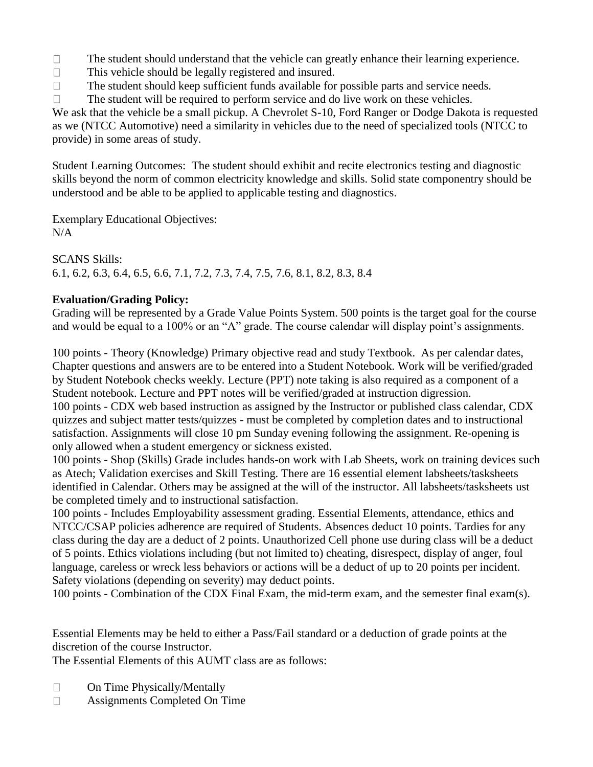- The student should understand that the vehicle can greatly enhance their learning experience.
- This vehicle should be legally registered and insured.
- The student should keep sufficient funds available for possible parts and service needs.
- The student will be required to perform service and do live work on these vehicles.

We ask that the vehicle be a small pickup. A Chevrolet S-10, Ford Ranger or Dodge Dakota is requested as we (NTCC Automotive) need a similarity in vehicles due to the need of specialized tools (NTCC to provide) in some areas of study.

Student Learning Outcomes: The student should exhibit and recite electronics testing and diagnostic skills beyond the norm of common electricity knowledge and skills. Solid state componentry should be understood and be able to be applied to applicable testing and diagnostics.

Exemplary Educational Objectives:
N/A

SCANS Skills:
6.1, 6.2, 6.3, 6.4, 6.5, 6.6, 7.1, 7.2, 7.3, 7.4, 7.5, 7.6, 8.1, 8.2, 8.3, 8.4

**Evaluation/Grading Policy:**
Grading will be represented by a Grade Value Points System. 500 points is the target goal for the course and would be equal to a 100% or an "A" grade. The course calendar will display point's assignments.

100 points - Theory (Knowledge) Primary objective read and study Textbook. As per calendar dates, Chapter questions and answers are to be entered into a Student Notebook. Work will be verified/graded by Student Notebook checks weekly. Lecture (PPT) note taking is also required as a component of a Student notebook. Lecture and PPT notes will be verified/graded at instruction digression.
100 points - CDX web based instruction as assigned by the Instructor or published class calendar, CDX quizzes and subject matter tests/quizzes - must be completed by completion dates and to instructional satisfaction. Assignments will close 10 pm Sunday evening following the assignment. Re-opening is only allowed when a student emergency or sickness existed.
100 points - Shop (Skills) Grade includes hands-on work with Lab Sheets, work on training devices such as Atech; Validation exercises and Skill Testing. There are 16 essential element labsheets/tasksheets identified in Calendar. Others may be assigned at the will of the instructor. All labsheets/tasksheets ust be completed timely and to instructional satisfaction.
100 points - Includes Employability assessment grading. Essential Elements, attendance, ethics and NTCC/CSAP policies adherence are required of Students. Absences deduct 10 points. Tardies for any class during the day are a deduct of 2 points. Unauthorized Cell phone use during class will be a deduct of 5 points. Ethics violations including (but not limited to) cheating, disrespect, display of anger, foul language, careless or wreck less behaviors or actions will be a deduct of up to 20 points per incident. Safety violations (depending on severity) may deduct points.
100 points - Combination of the CDX Final Exam, the mid-term exam, and the semester final exam(s).

Essential Elements may be held to either a Pass/Fail standard or a deduction of grade points at the discretion of the course Instructor.
The Essential Elements of this AUMT class are as follows:

- On Time Physically/Mentally
- Assignments Completed On Time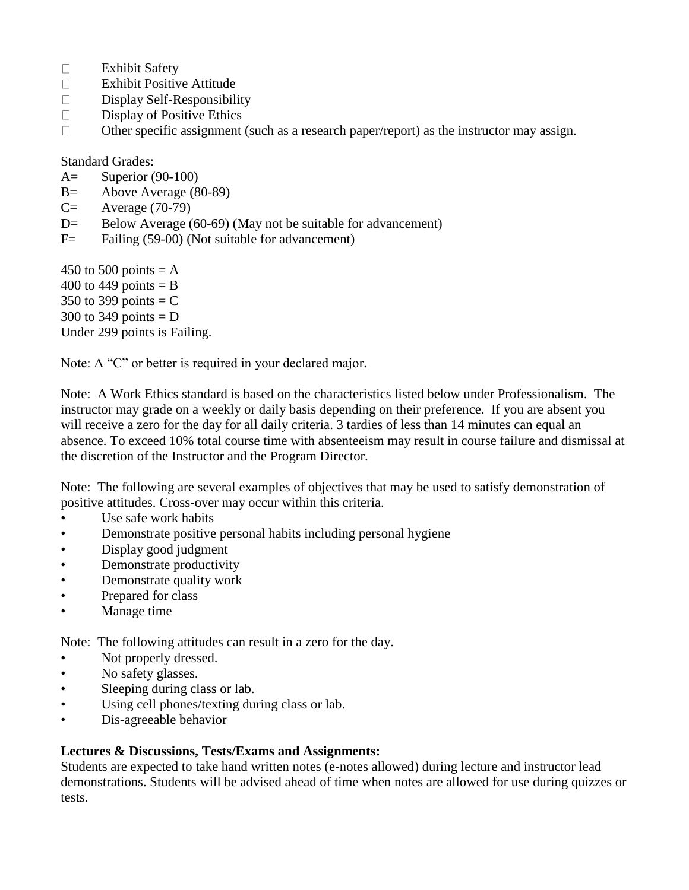- Exhibit Safety
- Exhibit Positive Attitude
- Display Self-Responsibility
- Display of Positive Ethics
- Other specific assignment (such as a research paper/report) as the instructor may assign.

Standard Grades:

A= Superior (90-100)
B= Above Average (80-89)
C= Average (70-79)
D= Below Average (60-69) (May not be suitable for advancement)
F= Failing (59-00) (Not suitable for advancement)

450 to 500 points = A
400 to 449 points = B
350 to 399 points = C
300 to 349 points = D
Under 299 points is Failing.

Note: A "C" or better is required in your declared major.

Note: A Work Ethics standard is based on the characteristics listed below under Professionalism. The instructor may grade on a weekly or daily basis depending on their preference. If you are absent you will receive a zero for the day for all daily criteria. 3 tardies of less than 14 minutes can equal an absence. To exceed 10% total course time with absenteeism may result in course failure and dismissal at the discretion of the Instructor and the Program Director.

Note: The following are several examples of objectives that may be used to satisfy demonstration of positive attitudes. Cross-over may occur within this criteria.

- Use safe work habits
- Demonstrate positive personal habits including personal hygiene
- Display good judgment
- Demonstrate productivity
- Demonstrate quality work
- Prepared for class
- Manage time

Note: The following attitudes can result in a zero for the day.

- Not properly dressed.
- No safety glasses.
- Sleeping during class or lab.
- Using cell phones/texting during class or lab.
- Dis-agreeable behavior

**Lectures & Discussions, Tests/Exams and Assignments:**
Students are expected to take hand written notes (e-notes allowed) during lecture and instructor lead demonstrations. Students will be advised ahead of time when notes are allowed for use during quizzes or tests.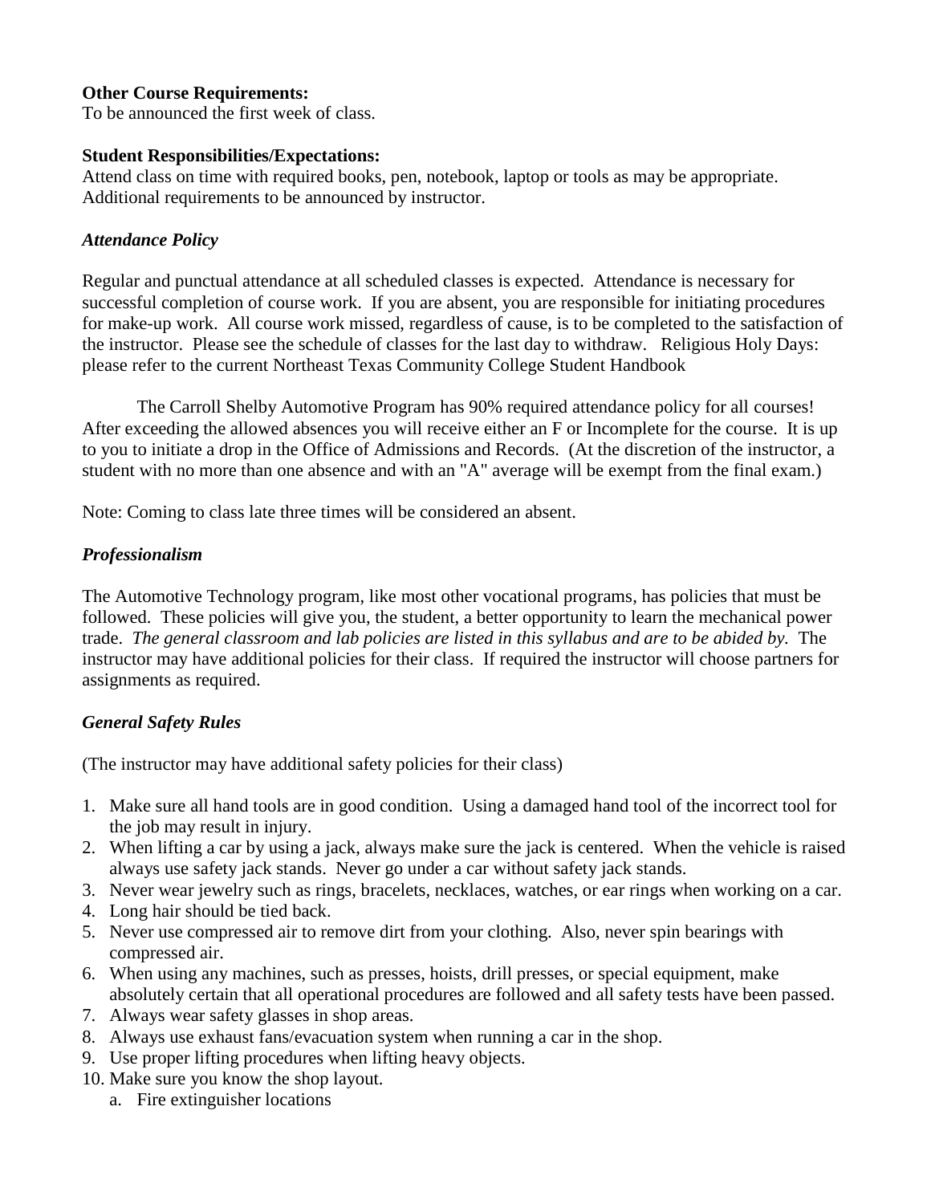**Other Course Requirements:**
To be announced the first week of class.

**Student Responsibilities/Expectations:**
Attend class on time with required books, pen, notebook, laptop or tools as may be appropriate. Additional requirements to be announced by instructor.

***Attendance Policy***

Regular and punctual attendance at all scheduled classes is expected. Attendance is necessary for successful completion of course work. If you are absent, you are responsible for initiating procedures for make-up work. All course work missed, regardless of cause, is to be completed to the satisfaction of the instructor. Please see the schedule of classes for the last day to withdraw. Religious Holy Days: please refer to the current Northeast Texas Community College Student Handbook

The Carroll Shelby Automotive Program has 90% required attendance policy for all courses! After exceeding the allowed absences you will receive either an F or Incomplete for the course. It is up to you to initiate a drop in the Office of Admissions and Records. (At the discretion of the instructor, a student with no more than one absence and with an "A" average will be exempt from the final exam.)

Note: Coming to class late three times will be considered an absent.

***Professionalism***

The Automotive Technology program, like most other vocational programs, has policies that must be followed. These policies will give you, the student, a better opportunity to learn the mechanical power trade. *The general classroom and lab policies are listed in this syllabus and are to be abided by.* The instructor may have additional policies for their class. If required the instructor will choose partners for assignments as required.

***General Safety Rules***

(The instructor may have additional safety policies for their class)

1. Make sure all hand tools are in good condition. Using a damaged hand tool of the incorrect tool for the job may result in injury.
2. When lifting a car by using a jack, always make sure the jack is centered. When the vehicle is raised always use safety jack stands. Never go under a car without safety jack stands.
3. Never wear jewelry such as rings, bracelets, necklaces, watches, or ear rings when working on a car.
4. Long hair should be tied back.
5. Never use compressed air to remove dirt from your clothing. Also, never spin bearings with compressed air.
6. When using any machines, such as presses, hoists, drill presses, or special equipment, make absolutely certain that all operational procedures are followed and all safety tests have been passed.
7. Always wear safety glasses in shop areas.
8. Always use exhaust fans/evacuation system when running a car in the shop.
9. Use proper lifting procedures when lifting heavy objects.
10. Make sure you know the shop layout.
    a. Fire extinguisher locations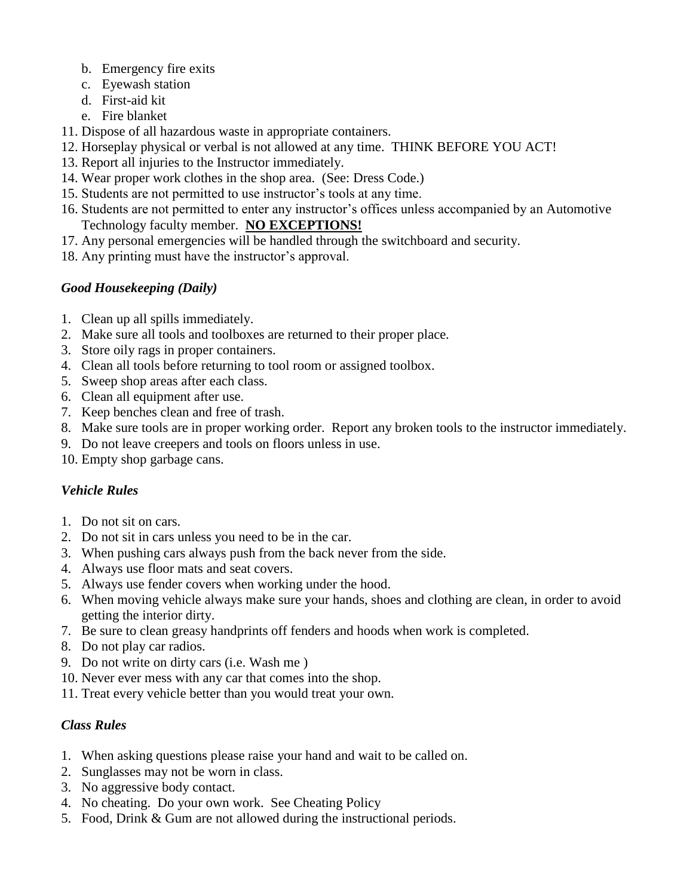b. Emergency fire exits
   c. Eyewash station
   d. First-aid kit
   e. Fire blanket
11. Dispose of all hazardous waste in appropriate containers.
12. Horseplay physical or verbal is not allowed at any time. THINK BEFORE YOU ACT!
13. Report all injuries to the Instructor immediately.
14. Wear proper work clothes in the shop area. (See: Dress Code.)
15. Students are not permitted to use instructor's tools at any time.
16. Students are not permitted to enter any instructor's offices unless accompanied by an Automotive Technology faculty member. **<u>NO EXCEPTIONS!</u>**
17. Any personal emergencies will be handled through the switchboard and security.
18. Any printing must have the instructor's approval.

### *Good Housekeeping (Daily)*

1. Clean up all spills immediately.
2. Make sure all tools and toolboxes are returned to their proper place.
3. Store oily rags in proper containers.
4. Clean all tools before returning to tool room or assigned toolbox.
5. Sweep shop areas after each class.
6. Clean all equipment after use.
7. Keep benches clean and free of trash.
8. Make sure tools are in proper working order. Report any broken tools to the instructor immediately.
9. Do not leave creepers and tools on floors unless in use.
10. Empty shop garbage cans.

### *Vehicle Rules*

1. Do not sit on cars.
2. Do not sit in cars unless you need to be in the car.
3. When pushing cars always push from the back never from the side.
4. Always use floor mats and seat covers.
5. Always use fender covers when working under the hood.
6. When moving vehicle always make sure your hands, shoes and clothing are clean, in order to avoid getting the interior dirty.
7. Be sure to clean greasy handprints off fenders and hoods when work is completed.
8. Do not play car radios.
9. Do not write on dirty cars (i.e. Wash me )
10. Never ever mess with any car that comes into the shop.
11. Treat every vehicle better than you would treat your own.

### *Class Rules*

1. When asking questions please raise your hand and wait to be called on.
2. Sunglasses may not be worn in class.
3. No aggressive body contact.
4. No cheating. Do your own work. See Cheating Policy
5. Food, Drink & Gum are not allowed during the instructional periods.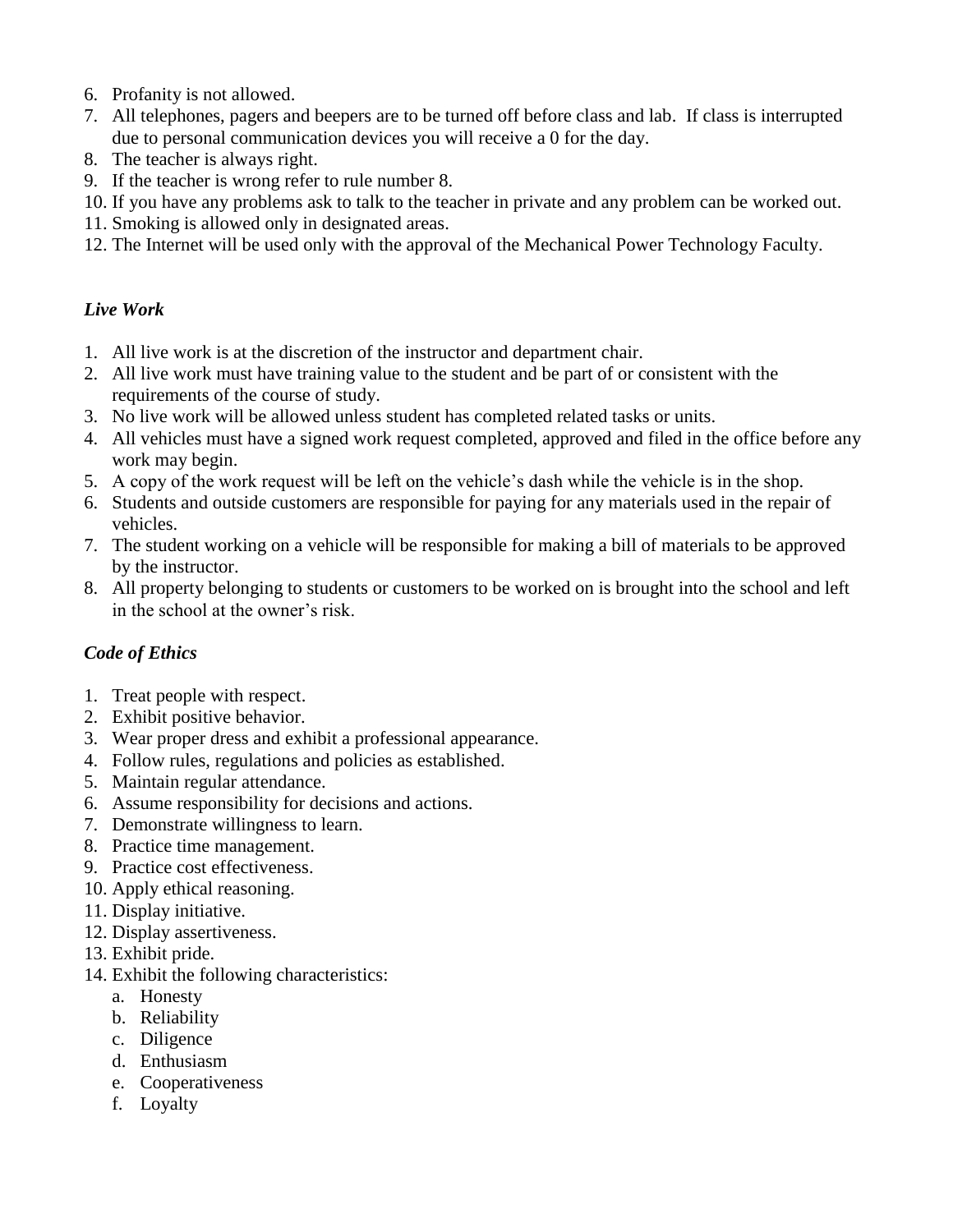6. Profanity is not allowed.
7. All telephones, pagers and beepers are to be turned off before class and lab. If class is interrupted due to personal communication devices you will receive a 0 for the day.
8. The teacher is always right.
9. If the teacher is wrong refer to rule number 8.
10. If you have any problems ask to talk to the teacher in private and any problem can be worked out.
11. Smoking is allowed only in designated areas.
12. The Internet will be used only with the approval of the Mechanical Power Technology Faculty.

### *Live Work*

1. All live work is at the discretion of the instructor and department chair.
2. All live work must have training value to the student and be part of or consistent with the requirements of the course of study.
3. No live work will be allowed unless student has completed related tasks or units.
4. All vehicles must have a signed work request completed, approved and filed in the office before any work may begin.
5. A copy of the work request will be left on the vehicle's dash while the vehicle is in the shop.
6. Students and outside customers are responsible for paying for any materials used in the repair of vehicles.
7. The student working on a vehicle will be responsible for making a bill of materials to be approved by the instructor.
8. All property belonging to students or customers to be worked on is brought into the school and left in the school at the owner's risk.

### *Code of Ethics*

1. Treat people with respect.
2. Exhibit positive behavior.
3. Wear proper dress and exhibit a professional appearance.
4. Follow rules, regulations and policies as established.
5. Maintain regular attendance.
6. Assume responsibility for decisions and actions.
7. Demonstrate willingness to learn.
8. Practice time management.
9. Practice cost effectiveness.
10. Apply ethical reasoning.
11. Display initiative.
12. Display assertiveness.
13. Exhibit pride.
14. Exhibit the following characteristics:
    a. Honesty
    b. Reliability
    c. Diligence
    d. Enthusiasm
    e. Cooperativeness
    f. Loyalty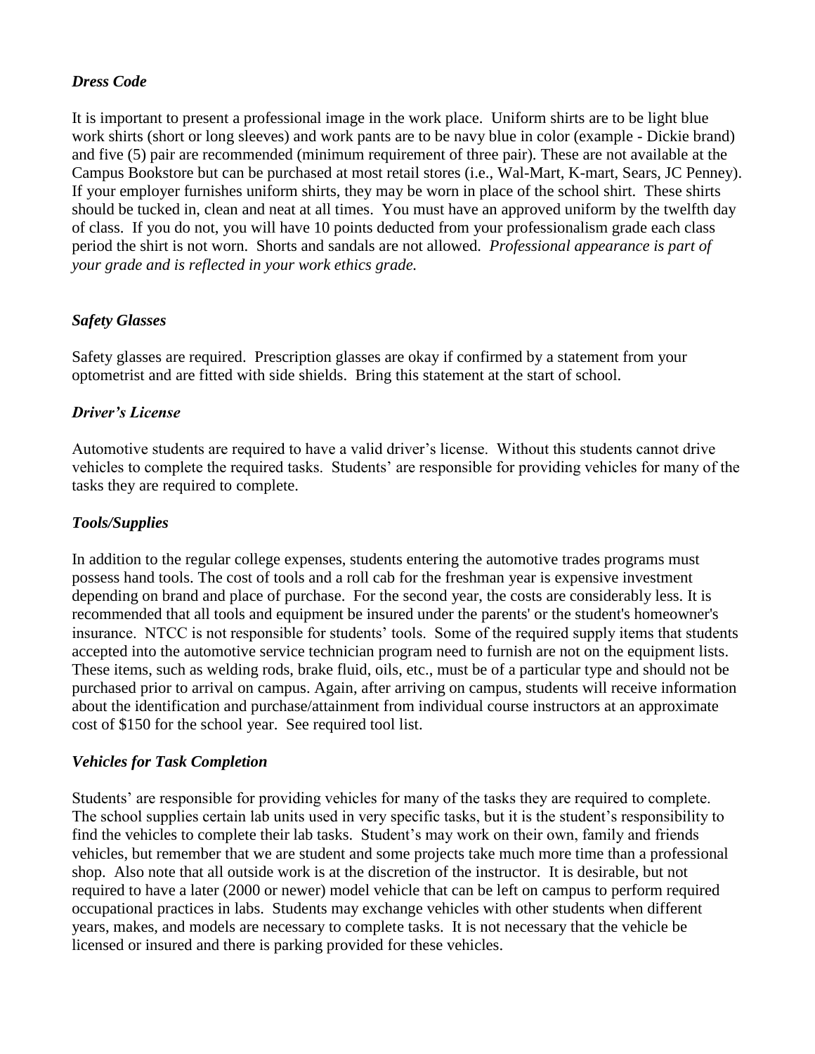### *Dress Code*

It is important to present a professional image in the work place. Uniform shirts are to be light blue work shirts (short or long sleeves) and work pants are to be navy blue in color (example - Dickie brand) and five (5) pair are recommended (minimum requirement of three pair). These are not available at the Campus Bookstore but can be purchased at most retail stores (i.e., Wal-Mart, K-mart, Sears, JC Penney). If your employer furnishes uniform shirts, they may be worn in place of the school shirt. These shirts should be tucked in, clean and neat at all times. You must have an approved uniform by the twelfth day of class. If you do not, you will have 10 points deducted from your professionalism grade each class period the shirt is not worn. Shorts and sandals are not allowed. *Professional appearance is part of your grade and is reflected in your work ethics grade.*

### *Safety Glasses*

Safety glasses are required. Prescription glasses are okay if confirmed by a statement from your optometrist and are fitted with side shields. Bring this statement at the start of school.

### *Driver's License*

Automotive students are required to have a valid driver's license. Without this students cannot drive vehicles to complete the required tasks. Students' are responsible for providing vehicles for many of the tasks they are required to complete.

### *Tools/Supplies*

In addition to the regular college expenses, students entering the automotive trades programs must possess hand tools. The cost of tools and a roll cab for the freshman year is expensive investment depending on brand and place of purchase. For the second year, the costs are considerably less. It is recommended that all tools and equipment be insured under the parents' or the student's homeowner's insurance. NTCC is not responsible for students' tools. Some of the required supply items that students accepted into the automotive service technician program need to furnish are not on the equipment lists. These items, such as welding rods, brake fluid, oils, etc., must be of a particular type and should not be purchased prior to arrival on campus. Again, after arriving on campus, students will receive information about the identification and purchase/attainment from individual course instructors at an approximate cost of $150 for the school year. See required tool list.

### *Vehicles for Task Completion*

Students' are responsible for providing vehicles for many of the tasks they are required to complete. The school supplies certain lab units used in very specific tasks, but it is the student's responsibility to find the vehicles to complete their lab tasks. Student's may work on their own, family and friends vehicles, but remember that we are student and some projects take much more time than a professional shop. Also note that all outside work is at the discretion of the instructor. It is desirable, but not required to have a later (2000 or newer) model vehicle that can be left on campus to perform required occupational practices in labs. Students may exchange vehicles with other students when different years, makes, and models are necessary to complete tasks. It is not necessary that the vehicle be licensed or insured and there is parking provided for these vehicles.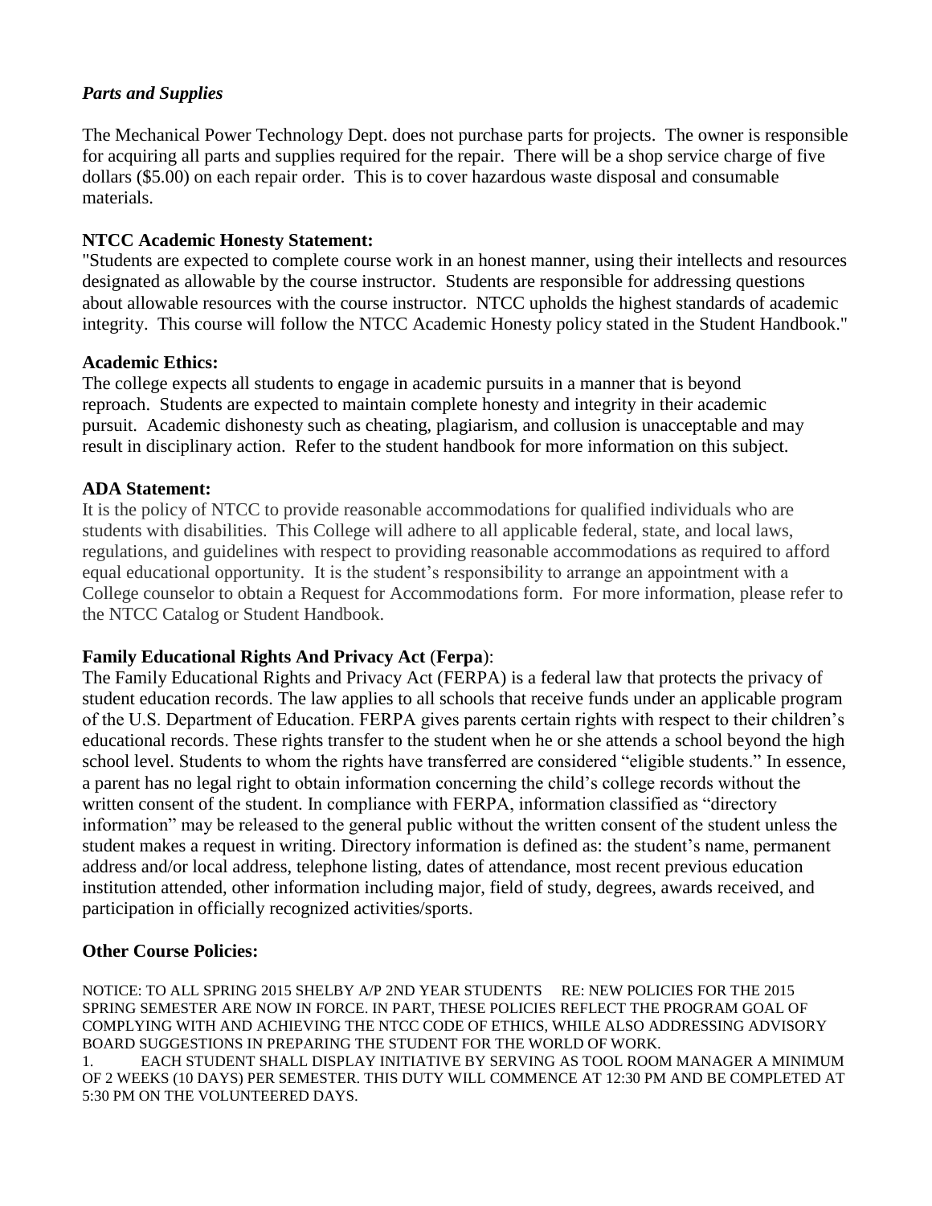***Parts and Supplies***

The Mechanical Power Technology Dept. does not purchase parts for projects. The owner is responsible for acquiring all parts and supplies required for the repair. There will be a shop service charge of five dollars ($5.00) on each repair order. This is to cover hazardous waste disposal and consumable materials.

**NTCC Academic Honesty Statement:**

"Students are expected to complete course work in an honest manner, using their intellects and resources designated as allowable by the course instructor. Students are responsible for addressing questions about allowable resources with the course instructor. NTCC upholds the highest standards of academic integrity. This course will follow the NTCC Academic Honesty policy stated in the Student Handbook."

**Academic Ethics:**

The college expects all students to engage in academic pursuits in a manner that is beyond reproach. Students are expected to maintain complete honesty and integrity in their academic pursuit. Academic dishonesty such as cheating, plagiarism, and collusion is unacceptable and may result in disciplinary action. Refer to the student handbook for more information on this subject.

**ADA Statement:**

It is the policy of NTCC to provide reasonable accommodations for qualified individuals who are students with disabilities. This College will adhere to all applicable federal, state, and local laws, regulations, and guidelines with respect to providing reasonable accommodations as required to afford equal educational opportunity. It is the student's responsibility to arrange an appointment with a College counselor to obtain a Request for Accommodations form. For more information, please refer to the NTCC Catalog or Student Handbook.

**Family Educational Rights And Privacy Act** (**Ferpa**):

The Family Educational Rights and Privacy Act (FERPA) is a federal law that protects the privacy of student education records. The law applies to all schools that receive funds under an applicable program of the U.S. Department of Education. FERPA gives parents certain rights with respect to their children's educational records. These rights transfer to the student when he or she attends a school beyond the high school level. Students to whom the rights have transferred are considered "eligible students." In essence, a parent has no legal right to obtain information concerning the child's college records without the written consent of the student. In compliance with FERPA, information classified as "directory information" may be released to the general public without the written consent of the student unless the student makes a request in writing. Directory information is defined as: the student's name, permanent address and/or local address, telephone listing, dates of attendance, most recent previous education institution attended, other information including major, field of study, degrees, awards received, and participation in officially recognized activities/sports.

**Other Course Policies:**

NOTICE: TO ALL SPRING 2015 SHELBY A/P 2ND YEAR STUDENTS RE: NEW POLICIES FOR THE 2015 SPRING SEMESTER ARE NOW IN FORCE. IN PART, THESE POLICIES REFLECT THE PROGRAM GOAL OF COMPLYING WITH AND ACHIEVING THE NTCC CODE OF ETHICS, WHILE ALSO ADDRESSING ADVISORY BOARD SUGGESTIONS IN PREPARING THE STUDENT FOR THE WORLD OF WORK.

1. EACH STUDENT SHALL DISPLAY INITIATIVE BY SERVING AS TOOL ROOM MANAGER A MINIMUM OF 2 WEEKS (10 DAYS) PER SEMESTER. THIS DUTY WILL COMMENCE AT 12:30 PM AND BE COMPLETED AT 5:30 PM ON THE VOLUNTEERED DAYS.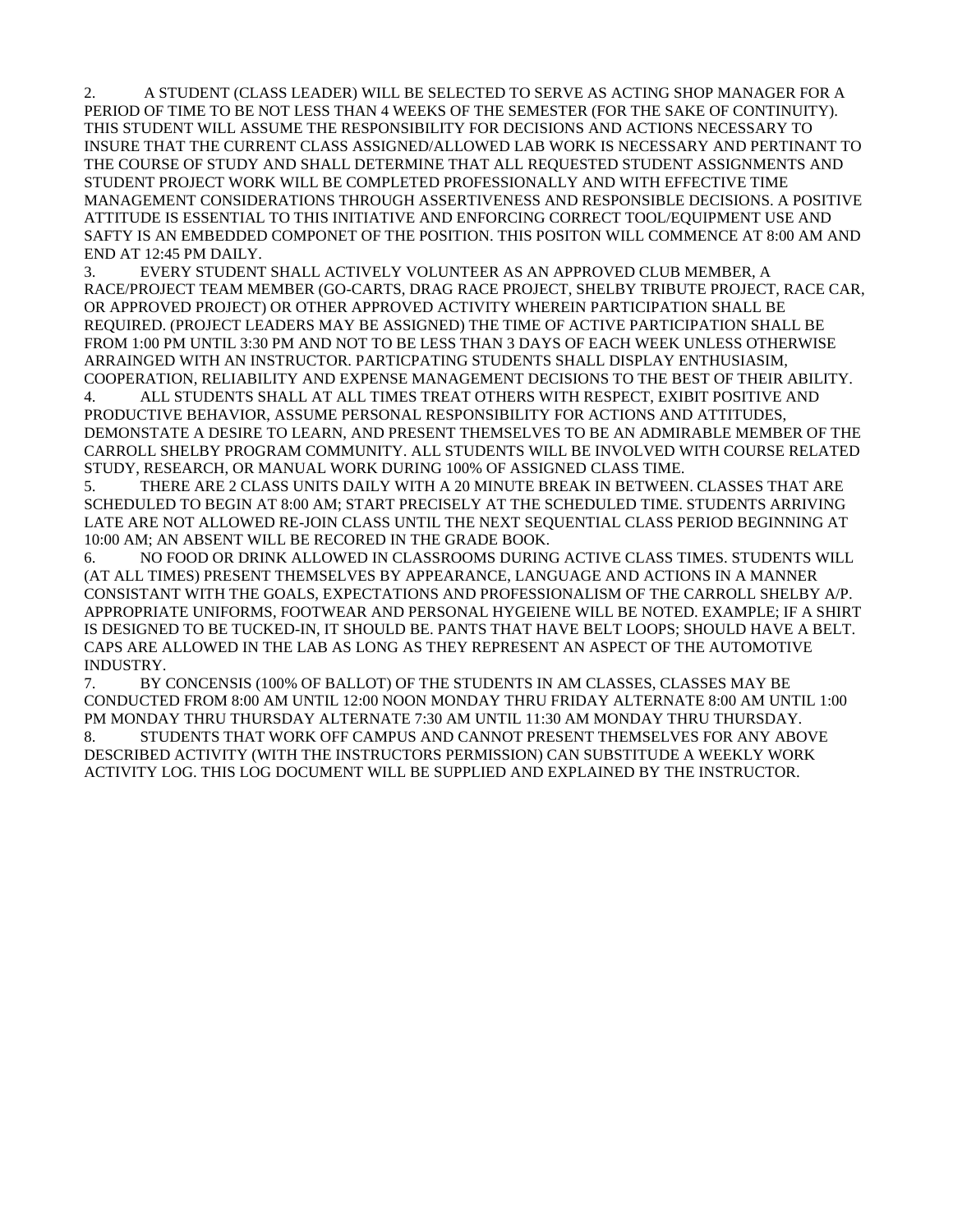2. A STUDENT (CLASS LEADER) WILL BE SELECTED TO SERVE AS ACTING SHOP MANAGER FOR A PERIOD OF TIME TO BE NOT LESS THAN 4 WEEKS OF THE SEMESTER (FOR THE SAKE OF CONTINUITY). THIS STUDENT WILL ASSUME THE RESPONSIBILITY FOR DECISIONS AND ACTIONS NECESSARY TO INSURE THAT THE CURRENT CLASS ASSIGNED/ALLOWED LAB WORK IS NECESSARY AND PERTINANT TO THE COURSE OF STUDY AND SHALL DETERMINE THAT ALL REQUESTED STUDENT ASSIGNMENTS AND STUDENT PROJECT WORK WILL BE COMPLETED PROFESSIONALLY AND WITH EFFECTIVE TIME MANAGEMENT CONSIDERATIONS THROUGH ASSERTIVENESS AND RESPONSIBLE DECISIONS. A POSITIVE ATTITUDE IS ESSENTIAL TO THIS INITIATIVE AND ENFORCING CORRECT TOOL/EQUIPMENT USE AND SAFTY IS AN EMBEDDED COMPONET OF THE POSITION. THIS POSITON WILL COMMENCE AT 8:00 AM AND END AT 12:45 PM DAILY.

3. EVERY STUDENT SHALL ACTIVELY VOLUNTEER AS AN APPROVED CLUB MEMBER, A RACE/PROJECT TEAM MEMBER (GO-CARTS, DRAG RACE PROJECT, SHELBY TRIBUTE PROJECT, RACE CAR, OR APPROVED PROJECT) OR OTHER APPROVED ACTIVITY WHEREIN PARTICIPATION SHALL BE REQUIRED. (PROJECT LEADERS MAY BE ASSIGNED) THE TIME OF ACTIVE PARTICIPATION SHALL BE FROM 1:00 PM UNTIL 3:30 PM AND NOT TO BE LESS THAN 3 DAYS OF EACH WEEK UNLESS OTHERWISE ARRAINGED WITH AN INSTRUCTOR. PARTICPATING STUDENTS SHALL DISPLAY ENTHUSIASIM, COOPERATION, RELIABILITY AND EXPENSE MANAGEMENT DECISIONS TO THE BEST OF THEIR ABILITY.

4. ALL STUDENTS SHALL AT ALL TIMES TREAT OTHERS WITH RESPECT, EXIBIT POSITIVE AND PRODUCTIVE BEHAVIOR, ASSUME PERSONAL RESPONSIBILITY FOR ACTIONS AND ATTITUDES, DEMONSTATE A DESIRE TO LEARN, AND PRESENT THEMSELVES TO BE AN ADMIRABLE MEMBER OF THE CARROLL SHELBY PROGRAM COMMUNITY. ALL STUDENTS WILL BE INVOLVED WITH COURSE RELATED STUDY, RESEARCH, OR MANUAL WORK DURING 100% OF ASSIGNED CLASS TIME.

5. THERE ARE 2 CLASS UNITS DAILY WITH A 20 MINUTE BREAK IN BETWEEN. CLASSES THAT ARE SCHEDULED TO BEGIN AT 8:00 AM; START PRECISELY AT THE SCHEDULED TIME. STUDENTS ARRIVING LATE ARE NOT ALLOWED RE-JOIN CLASS UNTIL THE NEXT SEQUENTIAL CLASS PERIOD BEGINNING AT 10:00 AM; AN ABSENT WILL BE RECORED IN THE GRADE BOOK.

6. NO FOOD OR DRINK ALLOWED IN CLASSROOMS DURING ACTIVE CLASS TIMES. STUDENTS WILL (AT ALL TIMES) PRESENT THEMSELVES BY APPEARANCE, LANGUAGE AND ACTIONS IN A MANNER CONSISTANT WITH THE GOALS, EXPECTATIONS AND PROFESSIONALISM OF THE CARROLL SHELBY A/P. APPROPRIATE UNIFORMS, FOOTWEAR AND PERSONAL HYGEIENE WILL BE NOTED. EXAMPLE; IF A SHIRT IS DESIGNED TO BE TUCKED-IN, IT SHOULD BE. PANTS THAT HAVE BELT LOOPS; SHOULD HAVE A BELT. CAPS ARE ALLOWED IN THE LAB AS LONG AS THEY REPRESENT AN ASPECT OF THE AUTOMOTIVE INDUSTRY.

7. BY CONCENSIS (100% OF BALLOT) OF THE STUDENTS IN AM CLASSES, CLASSES MAY BE CONDUCTED FROM 8:00 AM UNTIL 12:00 NOON MONDAY THRU FRIDAY ALTERNATE 8:00 AM UNTIL 1:00 PM MONDAY THRU THURSDAY ALTERNATE 7:30 AM UNTIL 11:30 AM MONDAY THRU THURSDAY.

8. STUDENTS THAT WORK OFF CAMPUS AND CANNOT PRESENT THEMSELVES FOR ANY ABOVE DESCRIBED ACTIVITY (WITH THE INSTRUCTORS PERMISSION) CAN SUBSTITUDE A WEEKLY WORK ACTIVITY LOG. THIS LOG DOCUMENT WILL BE SUPPLIED AND EXPLAINED BY THE INSTRUCTOR.